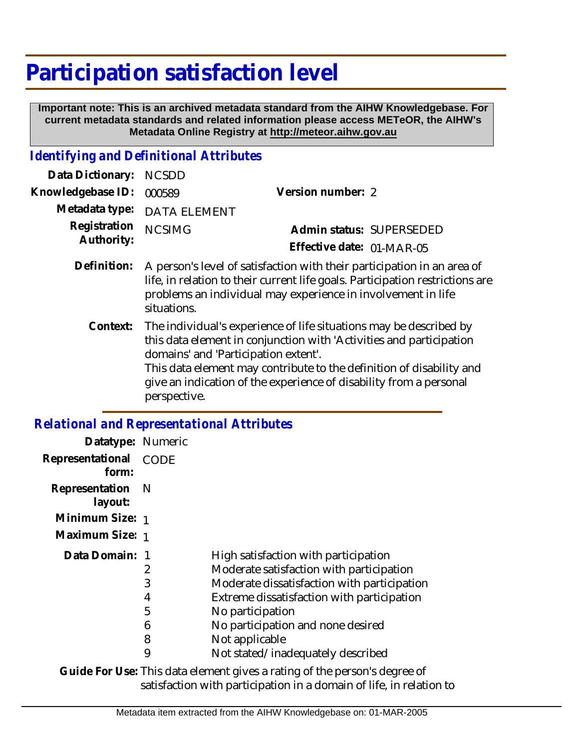# Participation satisfaction level

**Important note: This is an archived metadata standard from the AIHW Knowledgebase. For current metadata standards and related information please access METeOR, the AIHW's Metadata Online Registry at http://meteor.aihw.gov.au**

## *Identifying and Definitional Attributes*

**Data Dictionary:** NCSDD

**Knowledgebase ID:** 000589 **Version number:** 2

**Metadata type:** DATA ELEMENT

**Registration Authority:** NCSIMG **Admin status:** SUPERSEDED

**Effective date:** 01-MAR-05

**Definition:** A person's level of satisfaction with their participation in an area of life, in relation to their current life goals. Participation restrictions are problems an individual may experience in involvement in life situations.

**Context:** The individual's experience of life situations may be described by this data element in conjunction with 'Activities and participation domains' and 'Participation extent'.
This data element may contribute to the definition of disability and give an indication of the experience of disability from a personal perspective.

## *Relational and Representational Attributes*

**Datatype:** Numeric

**Representational form:** CODE

**Representation layout:** N

**Minimum Size:** 1

**Maximum Size:** 1

**Data Domain:**

| Code | Description |
|---|---|
| 1 | High satisfaction with participation |
| 2 | Moderate satisfaction with participation |
| 3 | Moderate dissatisfaction with participation |
| 4 | Extreme dissatisfaction with participation |
| 5 | No participation |
| 6 | No participation and none desired |
| 8 | Not applicable |
| 9 | Not stated/inadequately described |

**Guide For Use:** This data element gives a rating of the person's degree of satisfaction with participation in a domain of life, in relation to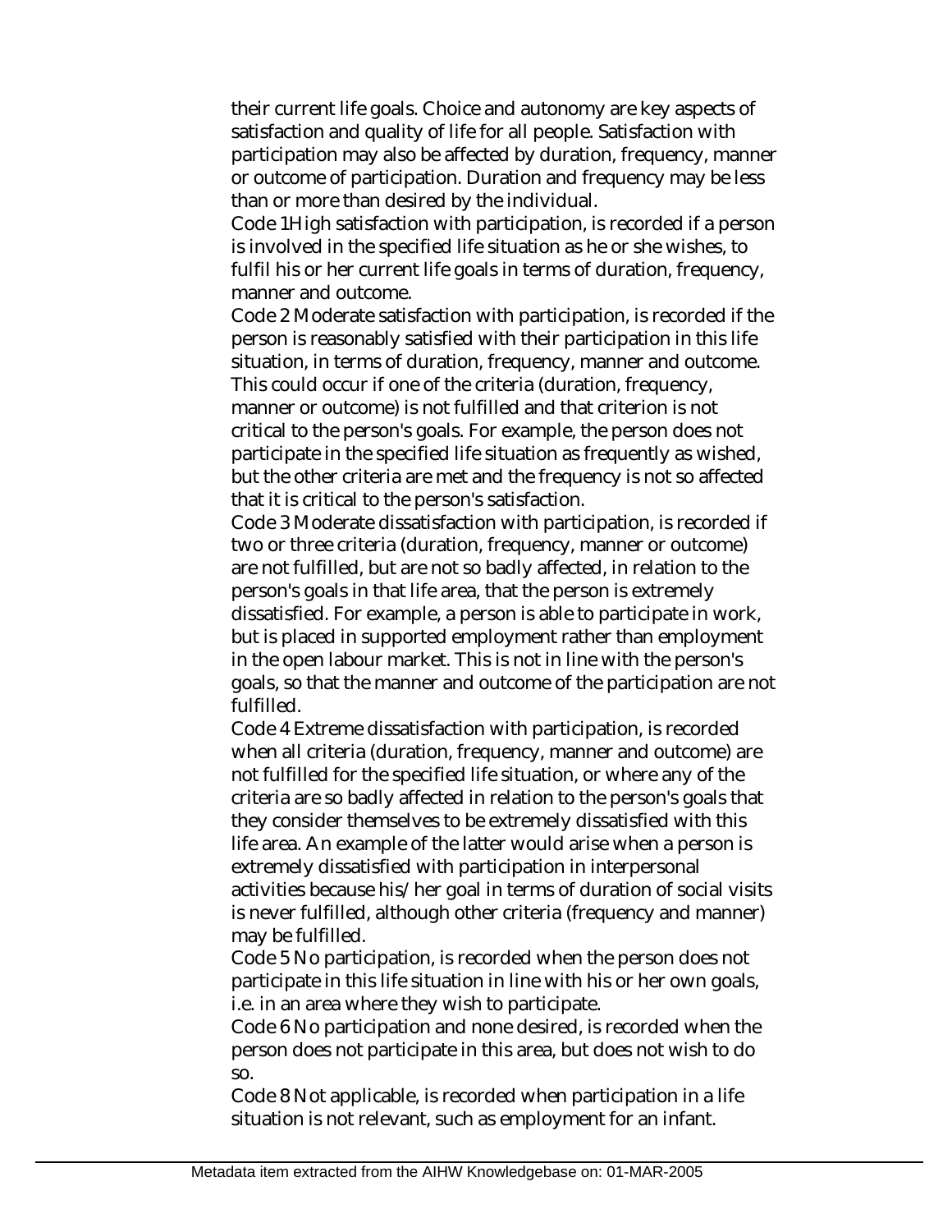their current life goals. Choice and autonomy are key aspects of satisfaction and quality of life for all people. Satisfaction with participation may also be affected by duration, frequency, manner or outcome of participation. Duration and frequency may be less than or more than desired by the individual.

Code 1High satisfaction with participation, is recorded if a person is involved in the specified life situation as he or she wishes, to fulfil his or her current life goals in terms of duration, frequency, manner and outcome.

Code 2 Moderate satisfaction with participation, is recorded if the person is reasonably satisfied with their participation in this life situation, in terms of duration, frequency, manner and outcome. This could occur if one of the criteria (duration, frequency, manner or outcome) is not fulfilled and that criterion is not critical to the person's goals. For example, the person does not participate in the specified life situation as frequently as wished, but the other criteria are met and the frequency is not so affected that it is critical to the person's satisfaction.

Code 3 Moderate dissatisfaction with participation, is recorded if two or three criteria (duration, frequency, manner or outcome) are not fulfilled, but are not so badly affected, in relation to the person's goals in that life area, that the person is extremely dissatisfied. For example, a person is able to participate in work, but is placed in supported employment rather than employment in the open labour market. This is not in line with the person's goals, so that the manner and outcome of the participation are not fulfilled.

Code 4 Extreme dissatisfaction with participation, is recorded when all criteria (duration, frequency, manner and outcome) are not fulfilled for the specified life situation, or where any of the criteria are so badly affected in relation to the person's goals that they consider themselves to be extremely dissatisfied with this life area. An example of the latter would arise when a person is extremely dissatisfied with participation in interpersonal activities because his/her goal in terms of duration of social visits is never fulfilled, although other criteria (frequency and manner) may be fulfilled.

Code 5 No participation, is recorded when the person does not participate in this life situation in line with his or her own goals, i.e. in an area where they wish to participate.

Code 6 No participation and none desired, is recorded when the person does not participate in this area, but does not wish to do so.

Code 8 Not applicable, is recorded when participation in a life situation is not relevant, such as employment for an infant.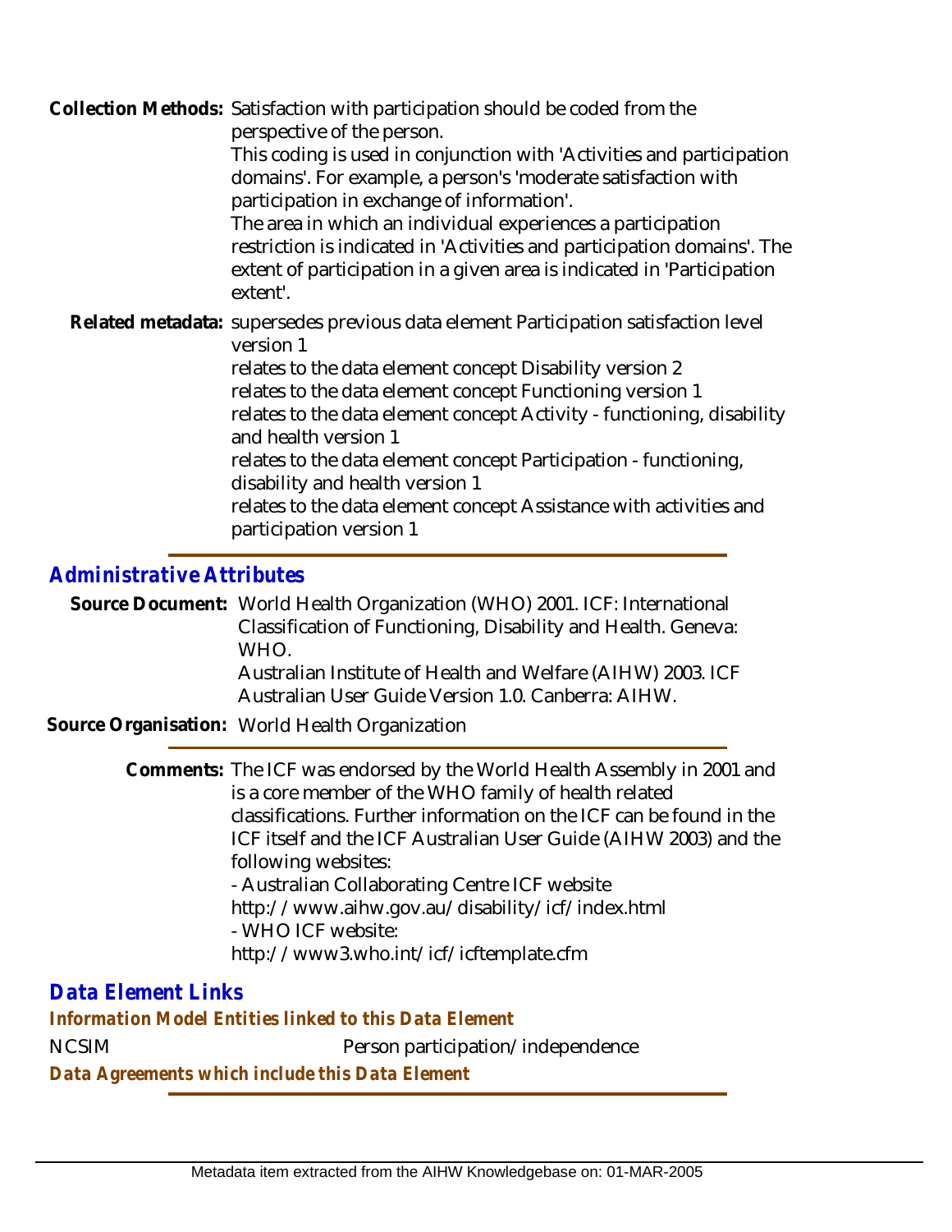**Collection Methods:** Satisfaction with participation should be coded from the perspective of the person.

This coding is used in conjunction with 'Activities and participation domains'. For example, a person's 'moderate satisfaction with participation in exchange of information'.

The area in which an individual experiences a participation restriction is indicated in 'Activities and participation domains'. The extent of participation in a given area is indicated in 'Participation extent'.

**Related metadata:** supersedes previous data element Participation satisfaction level version 1

relates to the data element concept Disability version 2

relates to the data element concept Functioning version 1

relates to the data element concept Activity - functioning, disability and health version 1

relates to the data element concept Participation - functioning, disability and health version 1

relates to the data element concept Assistance with activities and participation version 1

## *Administrative Attributes*

**Source Document:** World Health Organization (WHO) 2001. ICF: International Classification of Functioning, Disability and Health. Geneva: WHO.

Australian Institute of Health and Welfare (AIHW) 2003. ICF Australian User Guide Version 1.0. Canberra: AIHW.

**Source Organisation:** World Health Organization

**Comments:** The ICF was endorsed by the World Health Assembly in 2001 and is a core member of the WHO family of health related classifications. Further information on the ICF can be found in the ICF itself and the ICF Australian User Guide (AIHW 2003) and the following websites:

- Australian Collaborating Centre ICF website
http://www.aihw.gov.au/disability/icf/index.html
- WHO ICF website:
http://www3.who.int/icf/icftemplate.cfm

## *Data Element Links*

***Information Model Entities linked to this Data Element***

NCSIM Person participation/independence

***Data Agreements which include this Data Element***

Metadata item extracted from the AIHW Knowledgebase on: 01-MAR-2005